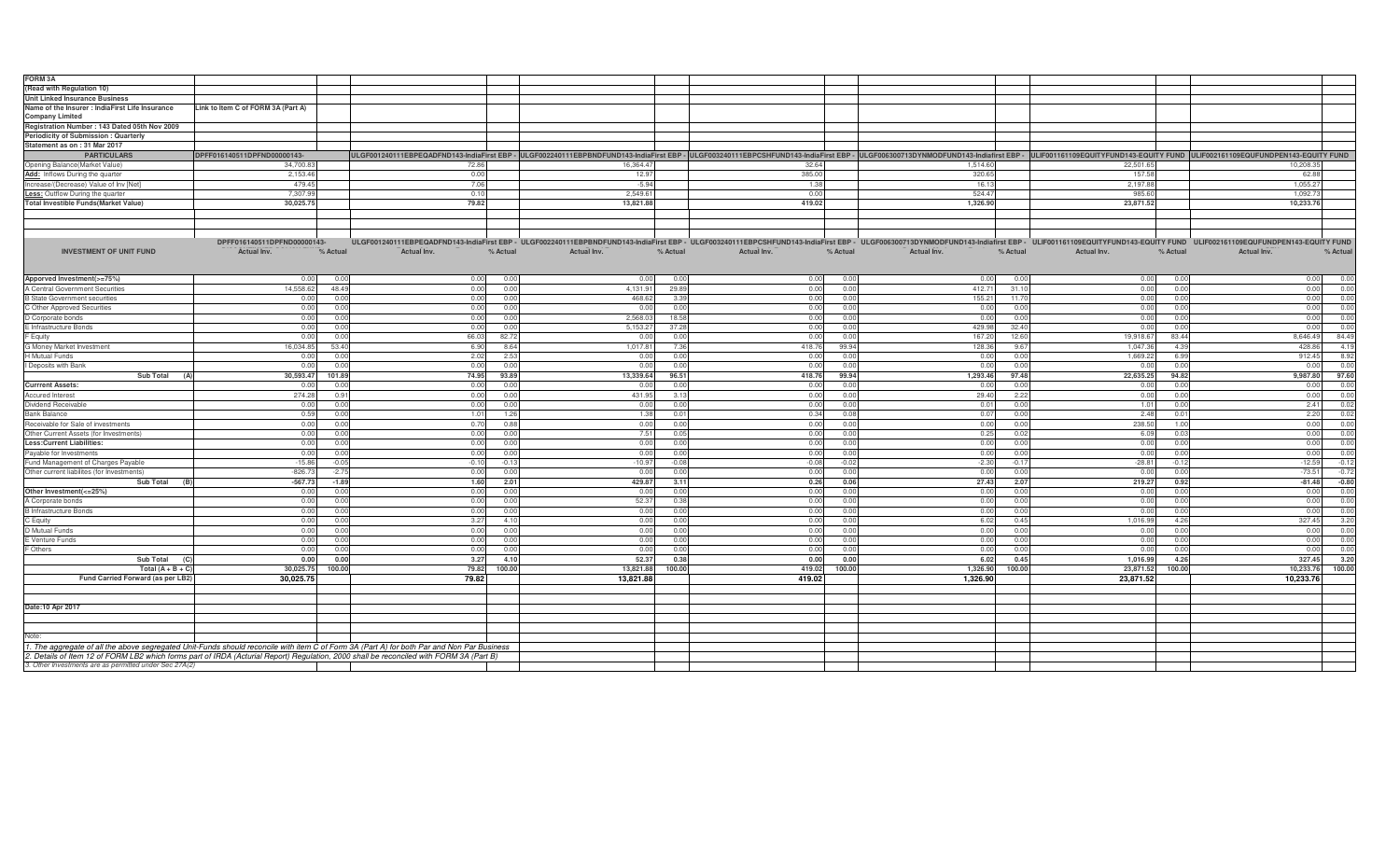**FORM 3A**

**(Read with Regulation 10)**

**Unit Linked Insurance Business**

**Name of the Insurer : IndiaFirst Life Insurance Company Limited** — Link to Item C of FORM 3A (Part A)

**Registration Number : 143 Dated 05th Nov 2009**

**Periodicity of Submission : Quarterly**

**Statement as on : 31 Mar 2017**

| PARTICULARS | DPFF016140511DPFND00000143- | ULGF001240111EBPEQADFND143-IndiaFirst EBP - | ULGF002240111EBPBNDFUND143-IndiaFirst EBP - | ULGF003240111EBPCSHFUND143-IndiaFirst EBP - | ULGF006300713DYNMODFUND143-Indiafirst EBP - | ULIF001161109EQUITYFUND143-EQUITY FUND | ULIF002161109EQUFUNDPEN143-EQUITY FUND |
|---|---|---|---|---|---|---|---|
| Opening Balance(Market Value) | 34,700.83 | 72.86 | 16,364.47 | 32.64 | 1,514.60 | 22,501.65 | 10,208.35 |
| **Add:** Inflows During the quarter | 2,153.46 | 0.00 | 12.97 | 385.00 | 320.65 | 157.58 | 62.88 |
| Increase/(Decrease) Value of Inv [Net] | 479.45 | 7.06 | 5.94 | 1.38 | 16.13 | 2,197.88 | 1,055.27 |
| **Less:** Outflow During the quarter | 7,307.99 | 0.10 | 2,549.61 | 0.00 | 524.47 | 985.60 | 1,092.73 |
| **Total Investible Funds(Market Value)** | 30,025.75 | 79.82 | 13,821.88 | 419.02 | 1,326.90 | 23,871.52 | 10,233.76 |

| INVESTMENT OF UNIT FUND | DPFF016140511DPFND00000143- Actual Inv. | % Actual | ULGF001240111EBPEQADFND143-IndiaFirst EBP - Actual Inv. | % Actual | ULGF002240111EBPBNDFUND143-IndiaFirst EBP - Actual Inv. | % Actual | ULGF003240111EBPCSHFUND143-IndiaFirst EBP - Actual Inv. | % Actual | ULGF006300713DYNMODFUND143-Indiafirst EBP - Actual Inv. | % Actual | ULIF001161109EQUITYFUND143-EQUITY FUND Actual Inv. | % Actual | ULIF002161109EQUFUNDPEN143-EQUITY FUND Actual Inv. | % Actual |
|---|---|---|---|---|---|---|---|---|---|---|---|---|---|---|
| **Apporved Investment(>=75%)** | 0.00 | 0.00 | 0.00 | 0.00 | 0.00 | 0.00 | 0.00 | 0.00 | 0.00 | 0.00 | 0.00 | 0.00 | 0.00 | 0.00 |
| A Central Government Securities | 14,558.62 | 48.49 | 0.00 | 0.00 | 4,131.91 | 29.89 | 0.00 | 0.00 | 412.71 | 31.10 | 0.00 | 0.00 | 0.00 | 0.00 |
| B State Government securities | 0.00 | 0.00 | 0.00 | 0.00 | 468.62 | 3.39 | 0.00 | 0.00 | 155.21 | 11.70 | 0.00 | 0.00 | 0.00 | 0.00 |
| C Other Approved Securities | 0.00 | 0.00 | 0.00 | 0.00 | 0.00 | 0.00 | 0.00 | 0.00 | 0.00 | 0.00 | 0.00 | 0.00 | 0.00 | 0.00 |
| D Corporate bonds | 0.00 | 0.00 | 0.00 | 0.00 | 2,568.03 | 18.58 | 0.00 | 0.00 | 0.00 | 0.00 | 0.00 | 0.00 | 0.00 | 0.00 |
| E Infrastructure Bonds | 0.00 | 0.00 | 0.00 | 0.00 | 5,153.27 | 37.28 | 0.00 | 0.00 | 429.98 | 32.40 | 0.00 | 0.00 | 0.00 | 0.00 |
| F Equity | 0.00 | 0.00 | 66.03 | 82.72 | 0.00 | 0.00 | 0.00 | 0.00 | 167.20 | 12.60 | 19,918.67 | 83.44 | 8,646.49 | 84.49 |
| G Money Market Investment | 16,034.85 | 53.40 | 6.90 | 8.64 | 1,017.81 | 7.36 | 418.76 | 99.94 | 128.36 | 9.67 | 1,047.36 | 4.39 | 428.86 | 4.19 |
| H Mutual Funds | 0.00 | 0.00 | 2.02 | 2.53 | 0.00 | 0.00 | 0.00 | 0.00 | 0.00 | 0.00 | 1,669.22 | 6.99 | 912.45 | 8.92 |
| I Deposits with Bank | 0.00 | 0.00 | 0.00 | 0.00 | 0.00 | 0.00 | 0.00 | 0.00 | 0.00 | 0.00 | 0.00 | 0.00 | 0.00 | 0.00 |
| **Sub Total (A)** | **30,593.47** | **101.89** | **74.95** | **93.89** | **13,339.64** | **96.51** | **418.76** | **99.94** | **1,293.46** | **97.48** | **22,635.25** | **94.82** | **9,987.80** | **97.60** |
| **Currrent Assets:** | 0.00 | 0.00 | 0.00 | 0.00 | 0.00 | 0.00 | 0.00 | 0.00 | 0.00 | 0.00 | 0.00 | 0.00 | 0.00 | 0.00 |
| Accured Interest | 274.28 | 0.91 | 0.00 | 0.00 | 431.95 | 3.13 | 0.00 | 0.00 | 29.40 | 2.22 | 0.00 | 0.00 | 0.00 | 0.00 |
| Dividend Receivable | 0.00 | 0.00 | 0.00 | 0.00 | 0.00 | 0.00 | 0.00 | 0.00 | 0.01 | 0.00 | 1.01 | 0.00 | 2.41 | 0.02 |
| Bank Balance | 0.59 | 0.00 | 1.01 | 1.26 | 1.38 | 0.01 | 0.34 | 0.08 | 0.07 | 0.00 | 2.48 | 0.01 | 2.20 | 0.02 |
| Receivable for Sale of investments | 0.00 | 0.00 | 0.70 | 0.88 | 0.00 | 0.00 | 0.00 | 0.00 | 0.00 | 0.00 | 238.50 | 1.00 | 0.00 | 0.00 |
| Other Current Assets (for Investments) | 0.00 | 0.00 | 0.00 | 0.00 | 7.51 | 0.05 | 0.00 | 0.00 | 0.25 | 0.02 | 6.09 | 0.03 | 0.00 | 0.00 |
| **Less:Current Liabilities:** | 0.00 | 0.00 | 0.00 | 0.00 | 0.00 | 0.00 | 0.00 | 0.00 | 0.00 | 0.00 | 0.00 | 0.00 | 0.00 | 0.00 |
| Payable for Investments | 0.00 | 0.00 | 0.00 | 0.00 | 0.00 | 0.00 | 0.00 | 0.00 | 0.00 | 0.00 | 0.00 | 0.00 | 0.00 | 0.00 |
| Fund Management of Charges Payable | -15.86 | -0.05 | -0.10 | -0.13 | -10.97 | -0.08 | -0.08 | -0.02 | -2.30 | -0.17 | -28.81 | -0.12 | -12.59 | -0.12 |
| Other current liabilites (for Investments) | -826.73 | -2.75 | 0.00 | 0.00 | 0.00 | 0.00 | 0.00 | 0.00 | 0.00 | 0.00 | 0.00 | 0.00 | -73.51 | -0.72 |
| **Sub Total (B)** | **-567.73** | **-1.89** | **1.60** | **2.01** | **429.87** | **3.11** | **0.26** | **0.06** | **27.43** | **2.07** | **219.27** | **0.92** | **-81.48** | **-0.80** |
| **Other Investment(<=25%)** | 0.00 | 0.00 | 0.00 | 0.00 | 0.00 | 0.00 | 0.00 | 0.00 | 0.00 | 0.00 | 0.00 | 0.00 | 0.00 | 0.00 |
| A Corporate bonds | 0.00 | 0.00 | 0.00 | 0.00 | 52.37 | 0.38 | 0.00 | 0.00 | 0.00 | 0.00 | 0.00 | 0.00 | 0.00 | 0.00 |
| B Infrastructure Bonds | 0.00 | 0.00 | 0.00 | 0.00 | 0.00 | 0.00 | 0.00 | 0.00 | 0.00 | 0.00 | 0.00 | 0.00 | 0.00 | 0.00 |
| C Equity | 0.00 | 0.00 | 3.27 | 4.10 | 0.00 | 0.00 | 0.00 | 0.00 | 6.02 | 0.45 | 1,016.99 | 4.26 | 327.45 | 3.20 |
| D Mutual Funds | 0.00 | 0.00 | 0.00 | 0.00 | 0.00 | 0.00 | 0.00 | 0.00 | 0.00 | 0.00 | 0.00 | 0.00 | 0.00 | 0.00 |
| E Venture Funds | 0.00 | 0.00 | 0.00 | 0.00 | 0.00 | 0.00 | 0.00 | 0.00 | 0.00 | 0.00 | 0.00 | 0.00 | 0.00 | 0.00 |
| F Others | 0.00 | 0.00 | 0.00 | 0.00 | 0.00 | 0.00 | 0.00 | 0.00 | 0.00 | 0.00 | 0.00 | 0.00 | 0.00 | 0.00 |
| **Sub Total (C)** | **0.00** | **0.00** | **3.27** | **4.10** | **52.37** | **0.38** | **0.00** | **0.00** | **6.02** | **0.45** | **1,016.99** | **4.26** | **327.45** | **3.20** |
| **Total (A + B + C)** | **30,025.75** | **100.00** | **79.82** | **100.00** | **13,821.88** | **100.00** | **419.02** | **100.00** | **1,326.90** | **100.00** | **23,871.52** | **100.00** | **10,233.76** | **100.00** |
| **Fund Carried Forward (as per LB2)** | **30,025.75** | | **79.82** | | **13,821.88** | | **419.02** | | **1,326.90** | | **23,871.52** | | **10,233.76** | |

**Date:10 Apr 2017**

Note:

*1. The aggregate of all the above segregated Unit-Funds should reconcile with item C of Form 3A (Part A) for both Par and Non Par Business*

*2. Details of Item 12 of FORM LB2 which forms part of IRDA (Acturial Report) Regulation, 2000 shall be reconciled with FORM 3A (Part B)*

*3. Other Investments are as permitted under Sec 27A(2)*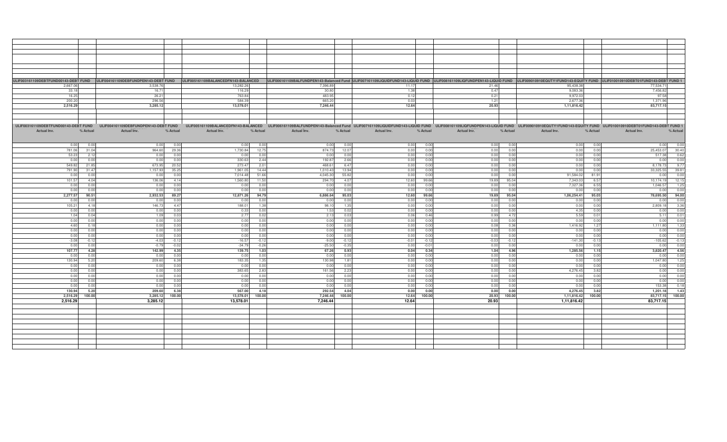| ULIF003161109DEBTFUND00143-DEBT FUND | ULIF004161109DEBFUNDPEN143-DEBT FUND | ULIF005161109BALANCEDFN143-BALANCED | ULIF006161109BALFUNDPEN143-Balanced Fund | ULIF007161109LIQUIDFUND143-LIQUID FUND | ULIF008161109LIQFUNDPEN143-LIQUID FUND | ULIF009010910EQUTY1FUND143-EQUITY FUND | ULIF010010910DEBT01FUND143-DEBT FUND 1 |
|---|---|---|---|---|---|---|---|
| 2,667.06 | 3,538.76 | 13,282.26 | 7,396.89 | 11.17 | 21.46 | 95,438.38 | 77,534.71 |
| 33.18 | 16.71 | 116.29 | 30.80 | 1.38 | 0.47 | 9,083.36 | 7,456.82 |
| 16.25 | 26.21 | 763.84 | 483.95 | 0.12 | 0.21 | 9,972.03 | 97.58 |
| 200.20 | 296.56 | 584.39 | 665.20 | 0.03 | 1.21 | 2,677.36 | 1,371.96 |
| **2,516.29** | **3,285.12** | **13,578.01** | **7,246.44** | **12.64** | **20.93** | **1,11,816.42** | **83,717.15** |

| ULIF003161109DEBTFUND00143-DEBT FUND | | ULIF004161109DEBFUNDPEN143-DEBT FUND | | ULIF005161109BALANCEDFN143-BALANCED | | ULIF006161109BALFUNDPEN143-Balanced Fund | | ULIF007161109LIQUIDFUND143-LIQUID FUND | | ULIF008161109LIQFUNDPEN143-LIQUID FUND | | ULIF009010910EQUTY1FUND143-EQUITY FUND | | ULIF010010910DEBT01FUND143-DEBT FUND 1 | |
|---|---|---|---|---|---|---|---|---|---|---|---|---|---|---|---|
| Actual Inv. | % Actual | Actual Inv. | % Actual | Actual Inv. | % Actual | Actual Inv. | % Actual | Actual Inv. | % Actual | Actual Inv. | % Actual | Actual Inv. | % Actual | Actual Inv. | % Actual |
| 0.00 | 0.00 | 0.00 | 0.00 | 0.00 | 0.00 | 0.00 | 0.00 | 0.00 | 0.00 | 0.00 | 0.00 | 0.00 | 0.00 | 0.00 | 0.00 |
| 781.06 | 31.04 | 964.60 | 29.36 | 1,730.84 | 12.75 | 874.73 | 12.07 | 0.00 | 0.00 | 0.00 | 0.00 | 0.00 | 0.00 | 25,453.07 | 30.40 |
| 53.23 | 2.12 | 0.00 | 0.00 | 0.00 | 0.00 | 0.00 | 0.00 | 0.00 | 0.00 | 0.00 | 0.00 | 0.00 | 0.00 | 517.38 | 0.62 |
| 0.00 | 0.00 | 0.00 | 0.00 | 330.63 | 2.44 | 192.87 | 2.66 | 0.00 | 0.00 | 0.00 | 0.00 | 0.00 | 0.00 | 0.00 | 0.00 |
| 549.82 | 21.85 | 673.95 | 20.52 | 273.47 | 2.01 | 468.61 | 6.47 | 0.00 | 0.00 | 0.00 | 0.00 | 0.00 | 0.00 | 8,178.73 | 9.77 |
| 791.90 | 31.47 | 1,157.93 | 35.25 | 1,961.05 | 14.44 | 1,010.43 | 13.94 | 0.00 | 0.00 | 0.00 | 0.00 | 0.00 | 0.00 | 33,325.55 | 39.81 |
| 0.00 | 0.00 | 0.00 | 0.00 | 7,014.48 | 51.66 | 4,045.30 | 55.82 | 0.00 | 0.00 | 0.00 | 0.00 | 91,584.02 | 81.91 | 0.00 | 0.00 |
| 101.57 | 4.04 | 136.06 | 4.14 | 1,560.80 | 11.50 | 294.70 | 4.07 | 12.60 | 99.66 | 19.89 | 95.04 | 7,343.03 | 6.57 | 10,174.19 | 12.15 |
| 0.00 | 0.00 | 0.00 | 0.00 | 0.00 | 0.00 | 0.00 | 0.00 | 0.00 | 0.00 | 0.00 | 0.00 | 7,327.36 | 6.55 | 1,046.57 | 1.25 |
| 0.00 | 0.00 | 0.00 | 0.00 | 0.00 | 0.00 | 0.00 | 0.00 | 0.00 | 0.00 | 0.00 | 0.00 | 0.00 | 0.00 | 0.00 | 0.00 |
| **2,277.57** | **90.51** | **2,932.53** | **89.27** | **12,871.26** | **94.79** | **6,886.64** | **95.03** | **12.60** | **99.66** | **19.89** | **95.04** | **1,06,254.41** | **95.03** | **78,695.50** | **94.00** |
| 0.00 | 0.00 | 0.00 | 0.00 | 0.00 | 0.00 | 0.00 | 0.00 | 0.00 | 0.00 | 0.00 | 0.00 | 0.00 | 0.00 | 0.00 | 0.00 |
| 105.21 | 4.18 | 146.73 | 4.47 | 188.01 | 1.38 | 98.10 | 1.35 | 0.00 | 0.00 | 0.00 | 0.00 | 0.00 | 0.00 | 2,809.18 | 3.36 |
| 0.00 | 0.00 | 0.00 | 0.00 | 0.33 | 0.00 | 1.53 | 0.02 | 0.00 | 0.00 | 0.00 | 0.00 | 4.35 | 0.00 | 0.00 | 0.00 |
| 1.04 | 0.04 | 1.09 | 0.03 | 2.77 | 0.02 | 2.13 | 0.03 | 0.06 | 0.46 | 0.99 | 4.72 | 5.59 | 0.01 | 5.11 | 0.01 |
| 0.00 | 0.00 | 0.00 | 0.00 | 0.00 | 0.00 | 0.00 | 0.00 | 0.00 | 0.00 | 0.00 | 0.00 | 0.00 | 0.00 | 0.00 | 0.00 |
| 4.60 | 0.18 | 0.00 | 0.00 | 0.00 | 0.00 | 0.00 | 0.00 | 0.00 | 0.00 | 0.08 | 0.36 | 1,416.92 | 1.27 | 1,111.80 | 1.33 |
| 0.00 | 0.00 | 0.00 | 0.00 | 0.00 | 0.00 | 0.00 | 0.00 | 0.00 | 0.00 | 0.00 | 0.00 | 0.00 | 0.00 | 0.00 | 0.00 |
| 0.00 | 0.00 | 0.00 | 0.00 | 0.00 | 0.00 | 0.00 | 0.00 | 0.00 | 0.00 | 0.00 | 0.00 | 0.00 | 0.00 | 0.00 | 0.00 |
| -3.08 | -0.12 | -4.03 | -0.12 | -16.57 | -0.12 | -9.00 | -0.12 | -0.01 | -0.12 | -0.03 | -0.12 | -141.30 | -0.13 | -105.62 | -0.13 |
| 0.00 | 0.00 | -0.79 | -0.02 | -34.79 | -0.26 | -25.50 | -0.35 | 0.00 | -0.01 | 0.00 | 0.00 | 0.00 | 0.00 | 0.00 | 0.00 |
| **107.77** | **4.28** | **142.99** | **4.35** | **139.75** | **1.03** | **67.26** | **0.93** | **0.04** | **0.34** | **1.04** | **4.96** | **1,285.56** | **1.15** | **3,820.47** | **4.56** |
| 0.00 | 0.00 | 0.00 | 0.00 | 0.00 | 0.00 | 0.00 | 0.00 | 0.00 | 0.00 | 0.00 | 0.00 | 0.00 | 0.00 | 0.00 | 0.00 |
| 130.94 | 5.20 | 209.60 | 6.38 | 183.35 | 1.35 | 130.98 | 1.81 | 0.00 | 0.00 | 0.00 | 0.00 | 0.00 | 0.00 | 1,047.80 | 1.25 |
| 0.00 | 0.00 | 0.00 | 0.00 | 0.00 | 0.00 | 0.00 | 0.00 | 0.00 | 0.00 | 0.00 | 0.00 | 0.00 | 0.00 | 0.00 | 0.00 |
| 0.00 | 0.00 | 0.00 | 0.00 | 383.65 | 2.83 | 161.56 | 2.23 | 0.00 | 0.00 | 0.00 | 0.00 | 4,276.45 | 3.82 | 0.00 | 0.00 |
| 0.00 | 0.00 | 0.00 | 0.00 | 0.00 | 0.00 | 0.00 | 0.00 | 0.00 | 0.00 | 0.00 | 0.00 | 0.00 | 0.00 | 0.00 | 0.00 |
| 0.00 | 0.00 | 0.00 | 0.00 | 0.00 | 0.00 | 0.00 | 0.00 | 0.00 | 0.00 | 0.00 | 0.00 | 0.00 | 0.00 | 0.00 | 0.00 |
| 0.00 | 0.00 | 0.00 | 0.00 | 0.00 | 0.00 | 0.00 | 0.00 | 0.00 | 0.00 | 0.00 | 0.00 | 0.00 | 0.00 | 153.38 | 0.18 |
| **130.94** | **5.20** | **209.60** | **6.38** | **567.00** | **4.18** | **292.54** | **4.04** | **0.00** | **0.00** | **0.00** | **0.00** | **4,276.45** | **3.82** | **1,201.18** | **1.43** |
| **2,516.29** | **100.00** | **3,285.12** | **100.00** | **13,578.01** | **100.00** | **7,246.44** | **100.00** | **12.64** | **100.00** | **20.93** | **100.00** | **1,11,816.42** | **100.00** | **83,717.15** | **100.00** |
| **2,516.29** | | **3,285.12** | | **13,578.01** | | **7,246.44** | | **12.64** | | **20.93** | | **1,11,816.42** | | **83,717.15** | |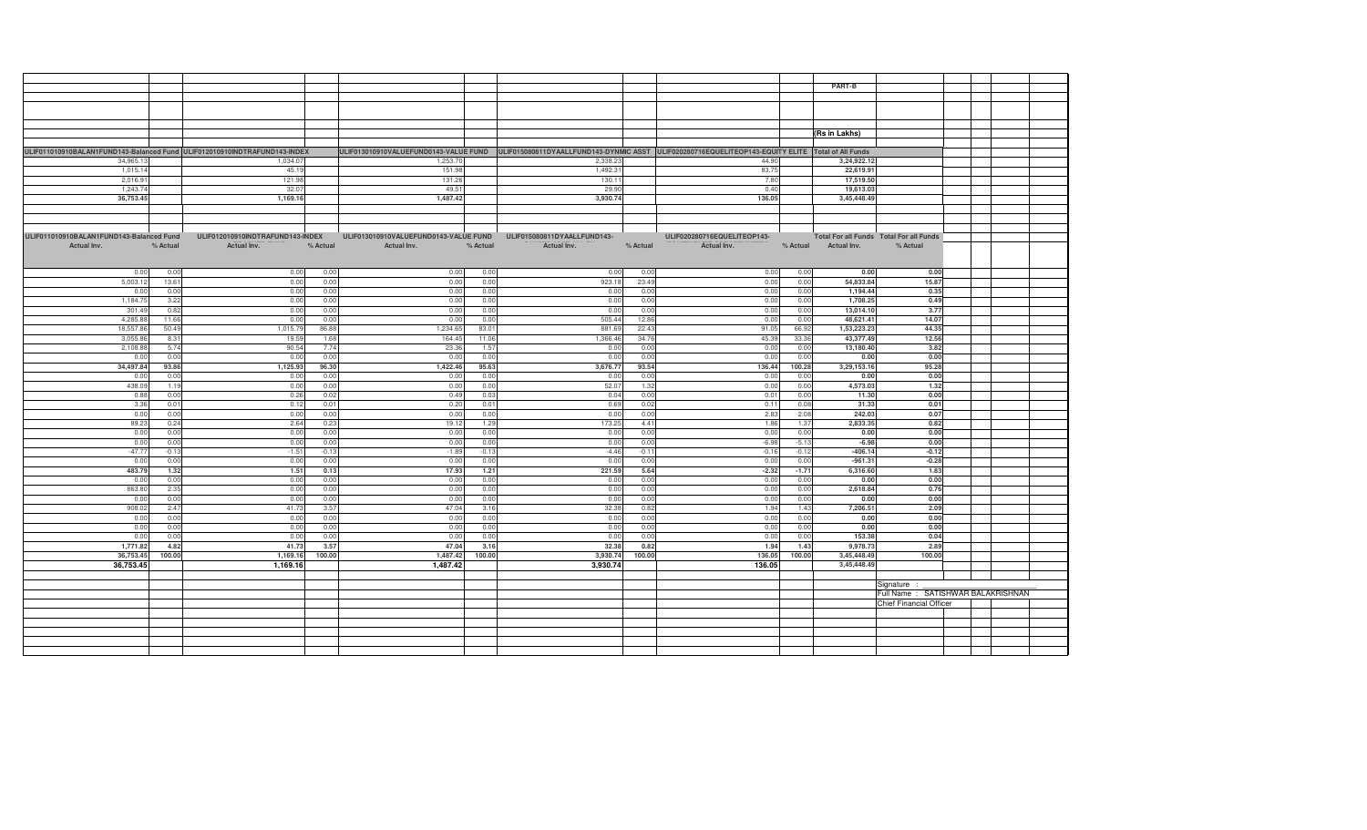PART-B

(Rs in Lakhs)

| ULIF011010910BALAN1FUND143-Balanced Fund | ULIF012010910INDTRAFUND143-INDEX | ULIF013010910VALUEFUND0143-VALUE FUND | ULIF015080811DYAALLFUND143-DYNMC ASST | ULIF020280716EQUELITEOP143-EQUITY ELITE | Total of All Funds |
|---|---|---|---|---|---|
| 34,965.13 | 1,034.07 | 1,253.70 | 2,338.23 | 44.90 | 3,24,922.12 |
| 1,015.14 | 45.19 | 151.98 | 1,492.31 | 83.75 | 22,619.91 |
| 2,016.91 | 121.98 | 131.26 | 130.11 | 7.80 | 17,519.50 |
| 1,243.74 | 32.07 | 49.51 | 29.90 | 0.40 | 19,613.03 |
| 36,753.45 | 1,169.16 | 1,487.42 | 3,930.74 | 136.05 | 3,45,448.49 |

| ULIF011010910BALAN1FUND143-Balanced Fund | | ULIF012010910INDTRAFUND143-INDEX | | ULIF013010910VALUEFUND0143-VALUE FUND | | ULIF015080811DYAALLFUND143- | | ULIF020280716EQUELITEOP143- | | Total For all Funds | Total For all Funds |
|---|---|---|---|---|---|---|---|---|---|---|---|
| Actual Inv. | % Actual | Actual Inv. | % Actual | Actual Inv. | % Actual | Actual Inv. | % Actual | Actual Inv. | % Actual | Actual Inv. | % Actual |
| 0.00 | 0.00 | 0.00 | 0.00 | 0.00 | 0.00 | 0.00 | 0.00 | 0.00 | 0.00 | 0.00 | 0.00 |
| 5,003.12 | 13.61 | 0.00 | 0.00 | 0.00 | 0.00 | 923.18 | 23.49 | 0.00 | 0.00 | 54,833.84 | 15.87 |
| 0.00 | 0.00 | 0.00 | 0.00 | 0.00 | 0.00 | 0.00 | 0.00 | 0.00 | 0.00 | 1,194.44 | 0.35 |
| 1,184.75 | 3.22 | 0.00 | 0.00 | 0.00 | 0.00 | 0.00 | 0.00 | 0.00 | 0.00 | 1,708.25 | 0.49 |
| 301.49 | 0.82 | 0.00 | 0.00 | 0.00 | 0.00 | 0.00 | 0.00 | 0.00 | 0.00 | 13,014.10 | 3.77 |
| 4,285.88 | 11.66 | 0.00 | 0.00 | 0.00 | 0.00 | 505.44 | 12.86 | 0.00 | 0.00 | 48,621.41 | 14.07 |
| 18,557.86 | 50.49 | 1,015.79 | 86.88 | 1,234.65 | 83.01 | 881.69 | 22.43 | 91.05 | 66.92 | 1,53,223.23 | 44.35 |
| 3,055.86 | 8.31 | 19.59 | 1.68 | 164.45 | 11.06 | 1,366.46 | 34.76 | 45.39 | 33.36 | 43,377.49 | 12.56 |
| 2,108.88 | 5.74 | 90.54 | 7.74 | 23.36 | 1.57 | 0.00 | 0.00 | 0.00 | 0.00 | 13,180.40 | 3.82 |
| 0.00 | 0.00 | 0.00 | 0.00 | 0.00 | 0.00 | 0.00 | 0.00 | 0.00 | 0.00 | 0.00 | 0.00 |
| 34,497.84 | 93.86 | 1,125.93 | 96.30 | 1,422.46 | 95.63 | 3,676.77 | 93.54 | 136.44 | 100.28 | 3,29,153.16 | 95.28 |
| 0.00 | 0.00 | 0.00 | 0.00 | 0.00 | 0.00 | 0.00 | 0.00 | 0.00 | 0.00 | 0.00 | 0.00 |
| 438.09 | 1.19 | 0.00 | 0.00 | 0.00 | 0.00 | 52.07 | 1.32 | 0.00 | 0.00 | 4,573.03 | 1.32 |
| 0.88 | 0.00 | 0.26 | 0.02 | 0.49 | 0.03 | 0.04 | 0.00 | 0.01 | 0.00 | 11.30 | 0.00 |
| 3.36 | 0.01 | 0.12 | 0.01 | 0.20 | 0.01 | 0.69 | 0.02 | 0.11 | 0.08 | 31.33 | 0.01 |
| 0.00 | 0.00 | 0.00 | 0.00 | 0.00 | 0.00 | 0.00 | 0.00 | 2.83 | 2.08 | 242.03 | 0.07 |
| 89.23 | 0.24 | 2.64 | 0.23 | 19.12 | 1.29 | 173.25 | 4.41 | 1.86 | 1.37 | 2,833.35 | 0.82 |
| 0.00 | 0.00 | 0.00 | 0.00 | 0.00 | 0.00 | 0.00 | 0.00 | 0.00 | 0.00 | 0.00 | 0.00 |
| 0.00 | 0.00 | 0.00 | 0.00 | 0.00 | 0.00 | 0.00 | 0.00 | -6.98 | -5.13 | -6.98 | 0.00 |
| -47.77 | -0.13 | -1.51 | -0.13 | -1.89 | -0.13 | -4.46 | -0.11 | -0.16 | -0.12 | -406.14 | -0.12 |
| 0.00 | 0.00 | 0.00 | 0.00 | 0.00 | 0.00 | 0.00 | 0.00 | 0.00 | 0.00 | -961.31 | -0.28 |
| 483.79 | 1.32 | 1.51 | 0.13 | 17.93 | 1.21 | 221.59 | 5.64 | -2.32 | -1.71 | 6,316.60 | 1.83 |
| 0.00 | 0.00 | 0.00 | 0.00 | 0.00 | 0.00 | 0.00 | 0.00 | 0.00 | 0.00 | 0.00 | 0.00 |
| 863.80 | 2.35 | 0.00 | 0.00 | 0.00 | 0.00 | 0.00 | 0.00 | 0.00 | 0.00 | 2,618.84 | 0.76 |
| 0.00 | 0.00 | 0.00 | 0.00 | 0.00 | 0.00 | 0.00 | 0.00 | 0.00 | 0.00 | 0.00 | 0.00 |
| 908.02 | 2.47 | 41.73 | 3.57 | 47.04 | 3.16 | 32.38 | 0.82 | 1.94 | 1.43 | 7,206.51 | 2.09 |
| 0.00 | 0.00 | 0.00 | 0.00 | 0.00 | 0.00 | 0.00 | 0.00 | 0.00 | 0.00 | 0.00 | 0.00 |
| 0.00 | 0.00 | 0.00 | 0.00 | 0.00 | 0.00 | 0.00 | 0.00 | 0.00 | 0.00 | 0.00 | 0.00 |
| 0.00 | 0.00 | 0.00 | 0.00 | 0.00 | 0.00 | 0.00 | 0.00 | 0.00 | 0.00 | 153.38 | 0.04 |
| 1,771.82 | 4.82 | 41.73 | 3.57 | 47.04 | 3.16 | 32.38 | 0.82 | 1.94 | 1.43 | 9,978.73 | 2.89 |
| 36,753.45 | 100.00 | 1,169.16 | 100.00 | 1,487.42 | 100.00 | 3,930.74 | 100.00 | 136.05 | 100.00 | 3,45,448.49 | 100.00 |
| 36,753.45 | | 1,169.16 | | 1,487.42 | | 3,930.74 | | 136.05 | | 3,45,448.49 | |

Signature :

Full Name : SATISHWAR BALAKRISHNAN

Chief Financial Officer